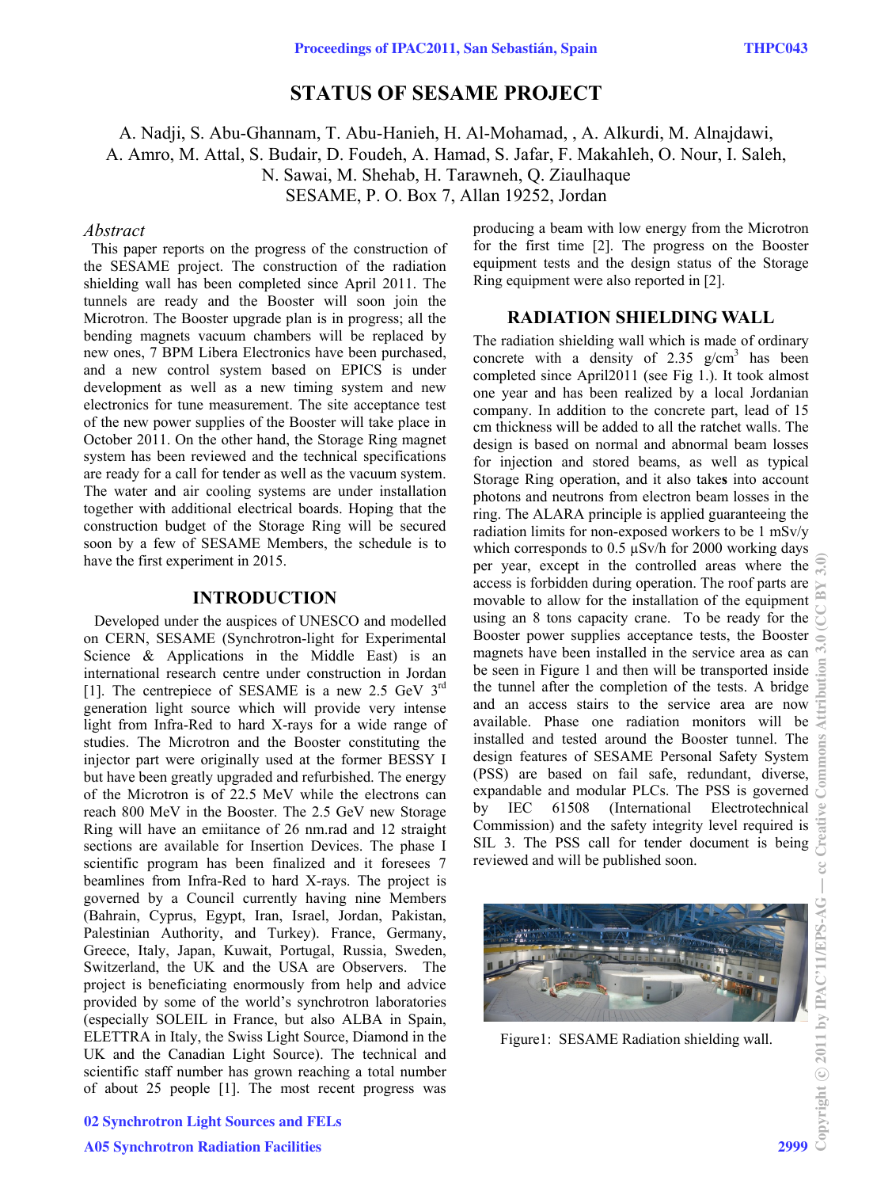# STATUS OF SESAME PROJECT

A. Nadji, S. Abu-Ghannam, T. Abu-Hanieh, H. Al-Mohamad, , A. Alkurdi, M. Alnajdawi, A. Amro, M. Attal, S. Budair, D. Foudeh, A. Hamad, S. Jafar, F. Makahleh, O. Nour, I. Saleh, N. Sawai, M. Shehab, H. Tarawneh, Q. Ziaulhaque
SESAME, P. O. Box 7, Allan 19252, Jordan

## *Abstract*

This paper reports on the progress of the construction of the SESAME project. The construction of the radiation shielding wall has been completed since April 2011. The tunnels are ready and the Booster will soon join the Microtron. The Booster upgrade plan is in progress; all the bending magnets vacuum chambers will be replaced by new ones, 7 BPM Libera Electronics have been purchased, and a new control system based on EPICS is under development as well as a new timing system and new electronics for tune measurement. The site acceptance test of the new power supplies of the Booster will take place in October 2011. On the other hand, the Storage Ring magnet system has been reviewed and the technical specifications are ready for a call for tender as well as the vacuum system. The water and air cooling systems are under installation together with additional electrical boards. Hoping that the construction budget of the Storage Ring will be secured soon by a few of SESAME Members, the schedule is to have the first experiment in 2015.

## INTRODUCTION

Developed under the auspices of UNESCO and modelled on CERN, SESAME (Synchrotron-light for Experimental Science & Applications in the Middle East) is an international research centre under construction in Jordan [1]. The centrepiece of SESAME is a new 2.5 GeV 3rd generation light source which will provide very intense light from Infra-Red to hard X-rays for a wide range of studies. The Microtron and the Booster constituting the injector part were originally used at the former BESSY I but have been greatly upgraded and refurbished. The energy of the Microtron is of 22.5 MeV while the electrons can reach 800 MeV in the Booster. The 2.5 GeV new Storage Ring will have an emiitance of 26 nm.rad and 12 straight sections are available for Insertion Devices. The phase I scientific program has been finalized and it foresees 7 beamlines from Infra-Red to hard X-rays. The project is governed by a Council currently having nine Members (Bahrain, Cyprus, Egypt, Iran, Israel, Jordan, Pakistan, Palestinian Authority, and Turkey). France, Germany, Greece, Italy, Japan, Kuwait, Portugal, Russia, Sweden, Switzerland, the UK and the USA are Observers. The project is beneficiating enormously from help and advice provided by some of the world's synchrotron laboratories (especially SOLEIL in France, but also ALBA in Spain, ELETTRA in Italy, the Swiss Light Source, Diamond in the UK and the Canadian Light Source). The technical and scientific staff number has grown reaching a total number of about 25 people [1]. The most recent progress was producing a beam with low energy from the Microtron for the first time [2]. The progress on the Booster equipment tests and the design status of the Storage Ring equipment were also reported in [2].

## RADIATION SHIELDING WALL

The radiation shielding wall which is made of ordinary concrete with a density of 2.35 g/cm$^3$ has been completed since April2011 (see Fig 1.). It took almost one year and has been realized by a local Jordanian company. In addition to the concrete part, lead of 15 cm thickness will be added to all the ratchet walls. The design is based on normal and abnormal beam losses for injection and stored beams, as well as typical Storage Ring operation, and it also takes into account photons and neutrons from electron beam losses in the ring. The ALARA principle is applied guaranteeing the radiation limits for non-exposed workers to be 1 mSv/y which corresponds to 0.5 µSv/h for 2000 working days per year, except in the controlled areas where the access is forbidden during operation. The roof parts are movable to allow for the installation of the equipment using an 8 tons capacity crane. To be ready for the Booster power supplies acceptance tests, the Booster magnets have been installed in the service area as can be seen in Figure 1 and then will be transported inside the tunnel after the completion of the tests. A bridge and an access stairs to the service area are now available. Phase one radiation monitors will be installed and tested around the Booster tunnel. The design features of SESAME Personal Safety System (PSS) are based on fail safe, redundant, diverse, expandable and modular PLCs. The PSS is governed by IEC 61508 (International Electrotechnical Commission) and the safety integrity level required is SIL 3. The PSS call for tender document is being reviewed and will be published soon.

Figure1: SESAME Radiation shielding wall.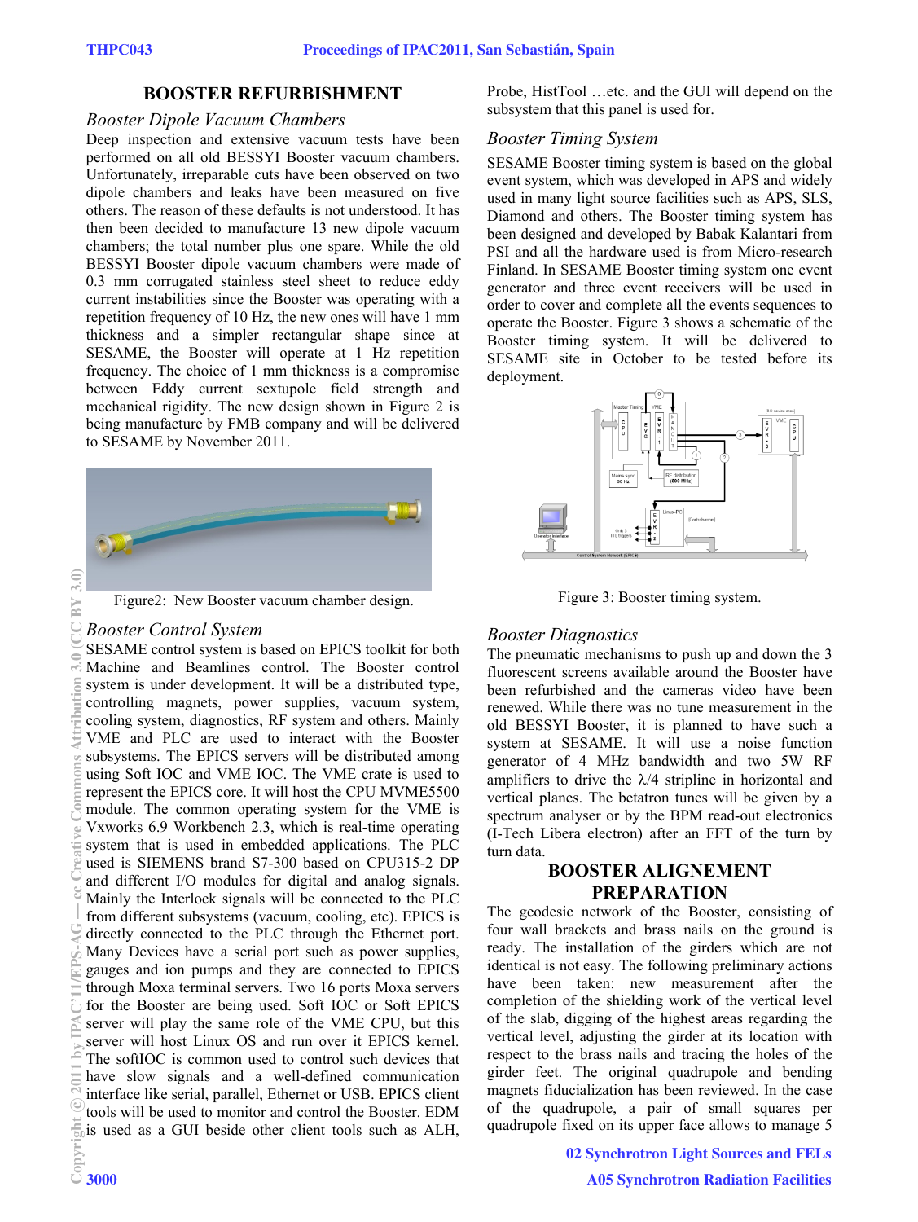## BOOSTER REFURBISHMENT

### *Booster Dipole Vacuum Chambers*

Deep inspection and extensive vacuum tests have been performed on all old BESSYI Booster vacuum chambers. Unfortunately, irreparable cuts have been observed on two dipole chambers and leaks have been measured on five others. The reason of these defaults is not understood. It has then been decided to manufacture 13 new dipole vacuum chambers; the total number plus one spare. While the old BESSYI Booster dipole vacuum chambers were made of 0.3 mm corrugated stainless steel sheet to reduce eddy current instabilities since the Booster was operating with a repetition frequency of 10 Hz, the new ones will have 1 mm thickness and a simpler rectangular shape since at SESAME, the Booster will operate at 1 Hz repetition frequency. The choice of 1 mm thickness is a compromise between Eddy current sextupole field strength and mechanical rigidity. The new design shown in Figure 2 is being manufacture by FMB company and will be delivered to SESAME by November 2011.

Figure2: New Booster vacuum chamber design.

### *Booster Control System*

SESAME control system is based on EPICS toolkit for both Machine and Beamlines control. The Booster control system is under development. It will be a distributed type, controlling magnets, power supplies, vacuum system, cooling system, diagnostics, RF system and others. Mainly VME and PLC are used to interact with the Booster subsystems. The EPICS servers will be distributed among using Soft IOC and VME IOC. The VME crate is used to represent the EPICS core. It will host the CPU MVME5500 module. The common operating system for the VME is Vxworks 6.9 Workbench 2.3, which is real-time operating system that is used in embedded applications. The PLC used is SIEMENS brand S7-300 based on CPU315-2 DP and different I/O modules for digital and analog signals. Mainly the Interlock signals will be connected to the PLC from different subsystems (vacuum, cooling, etc). EPICS is directly connected to the PLC through the Ethernet port. Many Devices have a serial port such as power supplies, gauges and ion pumps and they are connected to EPICS through Moxa terminal servers. Two 16 ports Moxa servers for the Booster are being used. Soft IOC or Soft EPICS server will play the same role of the VME CPU, but this server will host Linux OS and run over it EPICS kernel. The softIOC is common used to control such devices that have slow signals and a well-defined communication interface like serial, parallel, Ethernet or USB. EPICS client tools will be used to monitor and control the Booster. EDM is used as a GUI beside other client tools such as ALH, Probe, HistTool …etc. and the GUI will depend on the subsystem that this panel is used for.

### *Booster Timing System*

SESAME Booster timing system is based on the global event system, which was developed in APS and widely used in many light source facilities such as APS, SLS, Diamond and others. The Booster timing system has been designed and developed by Babak Kalantari from PSI and all the hardware used is from Micro-research Finland. In SESAME Booster timing system one event generator and three event receivers will be used in order to cover and complete all the events sequences to operate the Booster. Figure 3 shows a schematic of the Booster timing system. It will be delivered to SESAME site in October to be tested before its deployment.

Figure 3: Booster timing system.

### *Booster Diagnostics*

The pneumatic mechanisms to push up and down the 3 fluorescent screens available around the Booster have been refurbished and the cameras video have been renewed. While there was no tune measurement in the old BESSYI Booster, it is planned to have such a system at SESAME. It will use a noise function generator of 4 MHz bandwidth and two 5W RF amplifiers to drive the $\lambda/4$ stripline in horizontal and vertical planes. The betatron tunes will be given by a spectrum analyser or by the BPM read-out electronics (I-Tech Libera electron) after an FFT of the turn by turn data.

## BOOSTER ALIGNEMENT PREPARATION

The geodesic network of the Booster, consisting of four wall brackets and brass nails on the ground is ready. The installation of the girders which are not identical is not easy. The following preliminary actions have been taken: new measurement after the completion of the shielding work of the vertical level of the slab, digging of the highest areas regarding the vertical level, adjusting the girder at its location with respect to the brass nails and tracing the holes of the girder feet. The original quadrupole and bending magnets fiducialization has been reviewed. In the case of the quadrupole, a pair of small squares per quadrupole fixed on its upper face allows to manage 5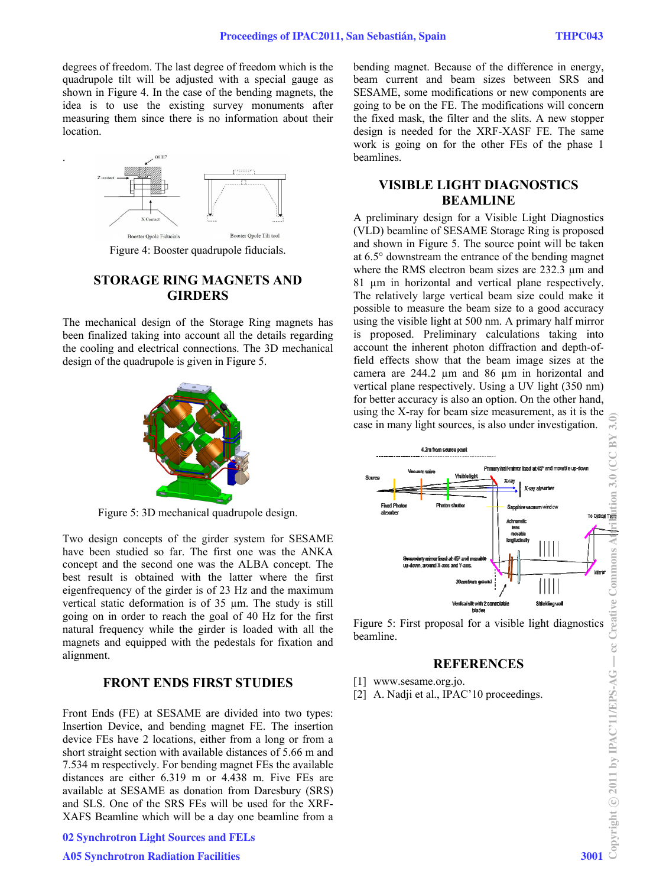degrees of freedom. The last degree of freedom which is the quadrupole tilt will be adjusted with a special gauge as shown in Figure 4. In the case of the bending magnets, the idea is to use the existing survey monuments after measuring them since there is no information about their location.

Figure 4: Booster quadrupole fiducials.

## STORAGE RING MAGNETS AND GIRDERS

The mechanical design of the Storage Ring magnets has been finalized taking into account all the details regarding the cooling and electrical connections. The 3D mechanical design of the quadrupole is given in Figure 5.

Figure 5: 3D mechanical quadrupole design.

Two design concepts of the girder system for SESAME have been studied so far. The first one was the ANKA concept and the second one was the ALBA concept. The best result is obtained with the latter where the first eigenfrequency of the girder is of 23 Hz and the maximum vertical static deformation is of 35 µm. The study is still going on in order to reach the goal of 40 Hz for the first natural frequency while the girder is loaded with all the magnets and equipped with the pedestals for fixation and alignment.

## FRONT ENDS FIRST STUDIES

Front Ends (FE) at SESAME are divided into two types: Insertion Device, and bending magnet FE. The insertion device FEs have 2 locations, either from a long or from a short straight section with available distances of 5.66 m and 7.534 m respectively. For bending magnet FEs the available distances are either 6.319 m or 4.438 m. Five FEs are available at SESAME as donation from Daresbury (SRS) and SLS. One of the SRS FEs will be used for the XRF-XAFS Beamline which will be a day one beamline from a bending magnet. Because of the difference in energy, beam current and beam sizes between SRS and SESAME, some modifications or new components are going to be on the FE. The modifications will concern the fixed mask, the filter and the slits. A new stopper design is needed for the XRF-XASF FE. The same work is going on for the other FEs of the phase 1 beamlines.

## VISIBLE LIGHT DIAGNOSTICS BEAMLINE

A preliminary design for a Visible Light Diagnostics (VLD) beamline of SESAME Storage Ring is proposed and shown in Figure 5. The source point will be taken at 6.5° downstream the entrance of the bending magnet where the RMS electron beam sizes are 232.3 µm and 81 µm in horizontal and vertical plane respectively. The relatively large vertical beam size could make it possible to measure the beam size to a good accuracy using the visible light at 500 nm. A primary half mirror is proposed. Preliminary calculations taking into account the inherent photon diffraction and depth-of-field effects show that the beam image sizes at the camera are 244.2 µm and 86 µm in horizontal and vertical plane respectively. Using a UV light (350 nm) for better accuracy is also an option. On the other hand, using the X-ray for beam size measurement, as it is the case in many light sources, is also under investigation.

Figure 5: First proposal for a visible light diagnostics beamline.

## REFERENCES

[1] www.sesame.org.jo.
[2] A. Nadji et al., IPAC'10 proceedings.